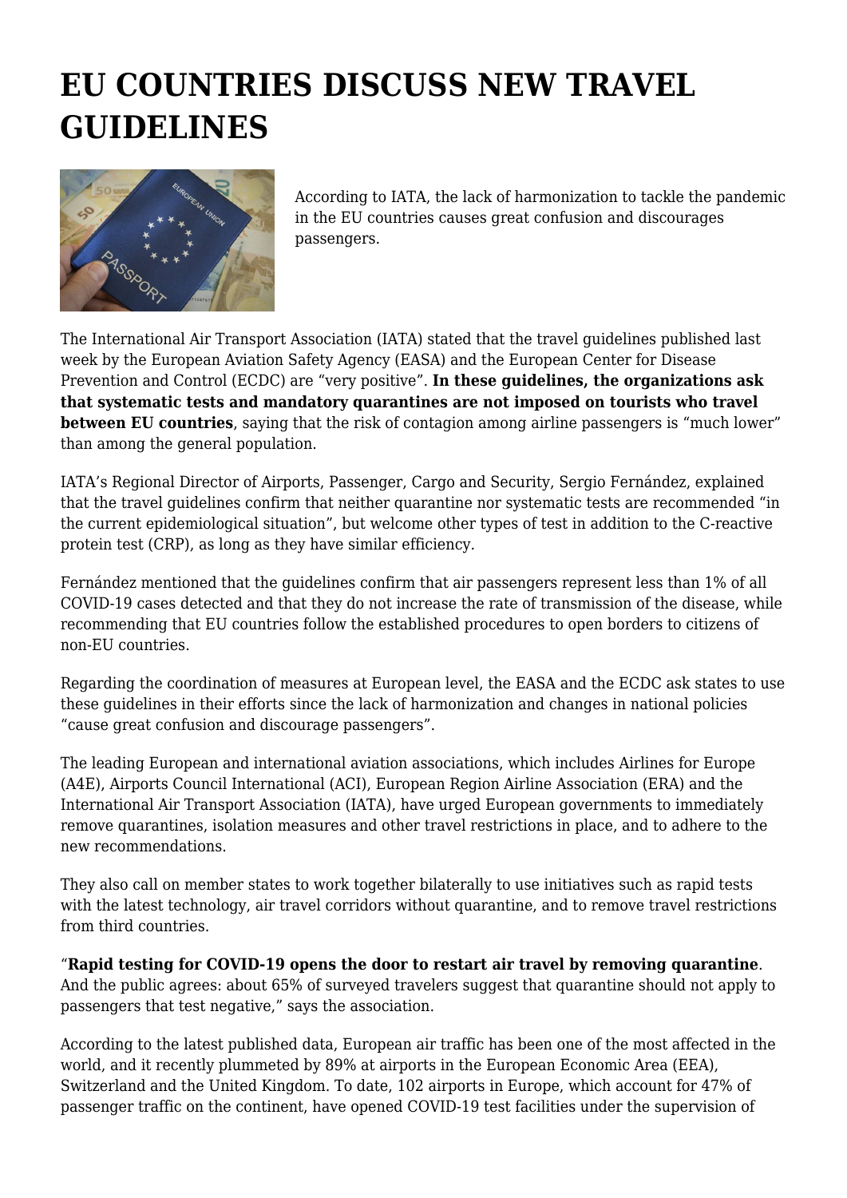# EU COUNTRIES DISCUSS NEW TRAVEL GUIDELINES

According to IATA, the lack of harmonization to tackle the pandemic in the EU countries causes great confusion and discourages passengers.

The International Air Transport Association (IATA) stated that the travel guidelines published last week by the European Aviation Safety Agency (EASA) and the European Center for Disease Prevention and Control (ECDC) are "very positive". **In these guidelines, the organizations ask that systematic tests and mandatory quarantines are not imposed on tourists who travel between EU countries**, saying that the risk of contagion among airline passengers is "much lower" than among the general population.

IATA's Regional Director of Airports, Passenger, Cargo and Security, Sergio Fernández, explained that the travel guidelines confirm that neither quarantine nor systematic tests are recommended "in the current epidemiological situation", but welcome other types of test in addition to the C-reactive protein test (CRP), as long as they have similar efficiency.

Fernández mentioned that the guidelines confirm that air passengers represent less than 1% of all COVID-19 cases detected and that they do not increase the rate of transmission of the disease, while recommending that EU countries follow the established procedures to open borders to citizens of non-EU countries.

Regarding the coordination of measures at European level, the EASA and the ECDC ask states to use these guidelines in their efforts since the lack of harmonization and changes in national policies "cause great confusion and discourage passengers".

The leading European and international aviation associations, which includes Airlines for Europe (A4E), Airports Council International (ACI), European Region Airline Association (ERA) and the International Air Transport Association (IATA), have urged European governments to immediately remove quarantines, isolation measures and other travel restrictions in place, and to adhere to the new recommendations.

They also call on member states to work together bilaterally to use initiatives such as rapid tests with the latest technology, air travel corridors without quarantine, and to remove travel restrictions from third countries.

"**Rapid testing for COVID-19 opens the door to restart air travel by removing quarantine**. And the public agrees: about 65% of surveyed travelers suggest that quarantine should not apply to passengers that test negative," says the association.

According to the latest published data, European air traffic has been one of the most affected in the world, and it recently plummeted by 89% at airports in the European Economic Area (EEA), Switzerland and the United Kingdom. To date, 102 airports in Europe, which account for 47% of passenger traffic on the continent, have opened COVID-19 test facilities under the supervision of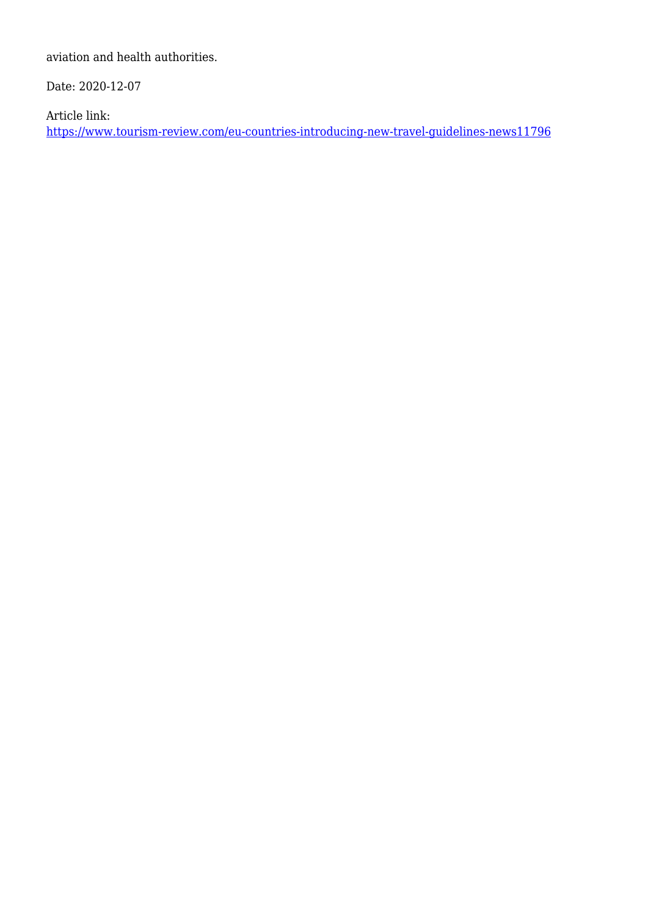aviation and health authorities.

Date: 2020-12-07

Article link:
https://www.tourism-review.com/eu-countries-introducing-new-travel-guidelines-news11796